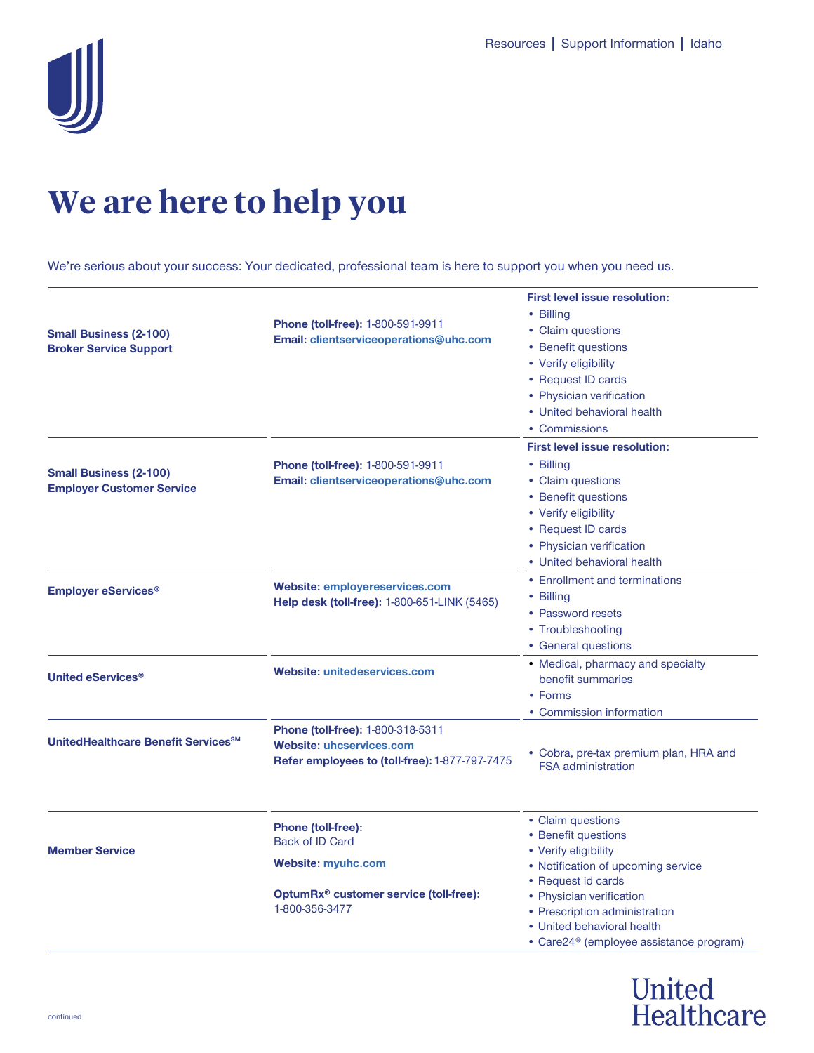# We are here to help you

We're serious about your success: Your dedicated, professional team is here to support you when you need us.

| | | |
|---|---|---|
| **Small Business (2-100) Broker Service Support** | **Phone (toll-free):** 1-800-591-9911<br>**Email: clientserviceoperations@uhc.com** | **First level issue resolution:**<br>• Billing<br>• Claim questions<br>• Benefit questions<br>• Verify eligibility<br>• Request ID cards<br>• Physician verification<br>• United behavioral health<br>• Commissions |
| **Small Business (2-100) Employer Customer Service** | **Phone (toll-free):** 1-800-591-9911<br>**Email: clientserviceoperations@uhc.com** | **First level issue resolution:**<br>• Billing<br>• Claim questions<br>• Benefit questions<br>• Verify eligibility<br>• Request ID cards<br>• Physician verification<br>• United behavioral health |
| **Employer eServices®** | **Website: employereservices.com**<br>**Help desk (toll-free):** 1-800-651-LINK (5465) | • Enrollment and terminations<br>• Billing<br>• Password resets<br>• Troubleshooting<br>• General questions |
| **United eServices®** | **Website: unitedeservices.com** | • Medical, pharmacy and specialty benefit summaries<br>• Forms<br>• Commission information |
| **UnitedHealthcare Benefit Services℠** | **Phone (toll-free):** 1-800-318-5311<br>**Website: uhcservices.com**<br>**Refer employees to (toll-free):** 1-877-797-7475 | • Cobra, pre-tax premium plan, HRA and FSA administration |
| **Member Service** | **Phone (toll-free):**<br>Back of ID Card<br>**Website: myuhc.com**<br>**OptumRx® customer service (toll-free):**<br>1-800-356-3477 | • Claim questions<br>• Benefit questions<br>• Verify eligibility<br>• Notification of upcoming service<br>• Request id cards<br>• Physician verification<br>• Prescription administration<br>• United behavioral health<br>• Care24® (employee assistance program) |

continued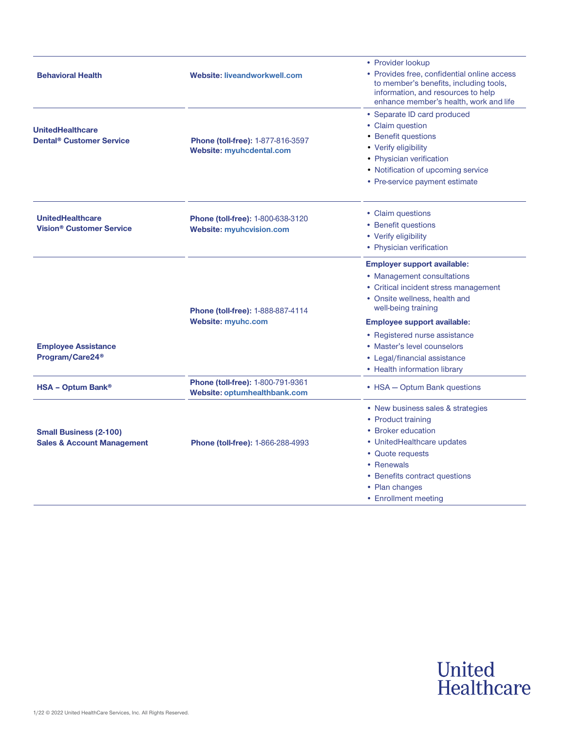| | | |
|---|---|---|
| **Behavioral Health** | **Website:** liveandworkwell.com | • Provider lookup<br>• Provides free, confidential online access to member's benefits, including tools, information, and resources to help enhance member's health, work and life |
| **UnitedHealthcare Dental® Customer Service** | **Phone (toll-free):** 1-877-816-3597<br>**Website:** myuhcdental.com | • Separate ID card produced<br>• Claim question<br>• Benefit questions<br>• Verify eligibility<br>• Physician verification<br>• Notification of upcoming service<br>• Pre-service payment estimate |
| **UnitedHealthcare Vision® Customer Service** | **Phone (toll-free):** 1-800-638-3120<br>**Website:** myuhcvision.com | • Claim questions<br>• Benefit questions<br>• Verify eligibility<br>• Physician verification |
| **Employee Assistance Program/Care24®** | **Phone (toll-free):** 1-888-887-4114<br>**Website:** myuhc.com | **Employer support available:**<br>• Management consultations<br>• Critical incident stress management<br>• Onsite wellness, health and well-being training<br>**Employee support available:**<br>• Registered nurse assistance<br>• Master's level counselors<br>• Legal/financial assistance<br>• Health information library |
| **HSA – Optum Bank®** | **Phone (toll-free):** 1-800-791-9361<br>**Website:** optumhealthbank.com | • HSA — Optum Bank questions |
| **Small Business (2-100) Sales & Account Management** | **Phone (toll-free):** 1-866-288-4993 | • New business sales & strategies<br>• Product training<br>• Broker education<br>• UnitedHealthcare updates<br>• Quote requests<br>• Renewals<br>• Benefits contract questions<br>• Plan changes<br>• Enrollment meeting |

United Healthcare

1/22 © 2022 United HealthCare Services, Inc. All Rights Reserved.